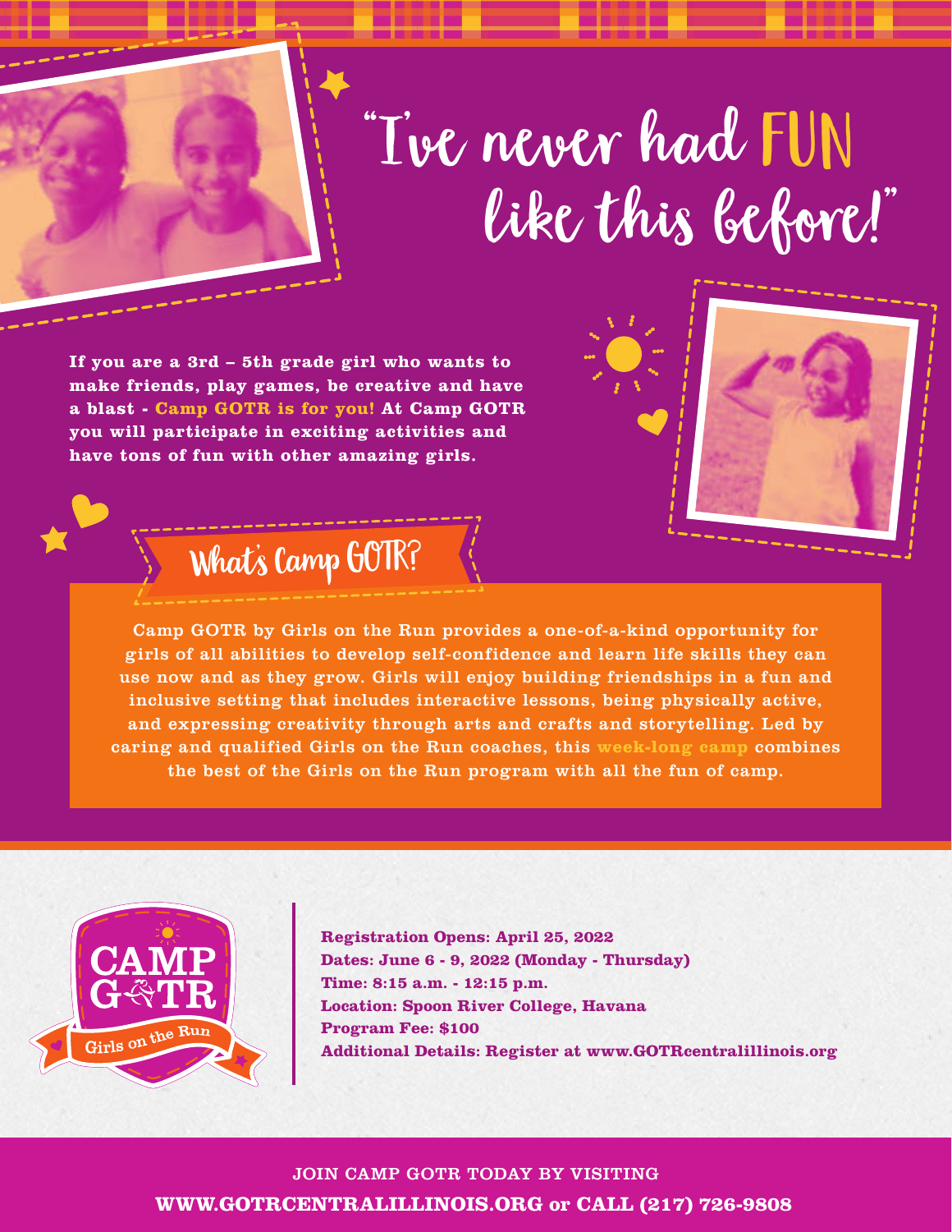# "I've never had FUN like this before!"

**If you are a 3rd – 5th grade girl who wants to make friends, play games, be creative and have a blast - Camp GOTR is for you! At Camp GOTR you will participate in exciting activities and have tons of fun with other amazing girls.**

## What's Camp GOTR?

Camp GOTR by Girls on the Run provides a one-of-a-kind opportunity for girls of all abilities to develop self-confidence and learn life skills they can use now and as they grow. Girls will enjoy building friendships in a fun and inclusive setting that includes interactive lessons, being physically active, and expressing creativity through arts and crafts and storytelling. Led by caring and qualified Girls on the Run coaches, this **week-long camp** combines the best of the Girls on the Run program with all the fun of camp.

CAMP GOTR
Girls on the Run

**Registration Opens: April 25, 2022**
**Dates: June 6 - 9, 2022 (Monday - Thursday)**
**Time: 8:15 a.m. - 12:15 p.m.**
**Location: Spoon River College, Havana**
**Program Fee: $100**
**Additional Details: Register at www.GOTRcentralillinois.org**

JOIN CAMP GOTR TODAY BY VISITING
**WWW.GOTRCENTRALILLINOIS.ORG or CALL (217) 726-9808**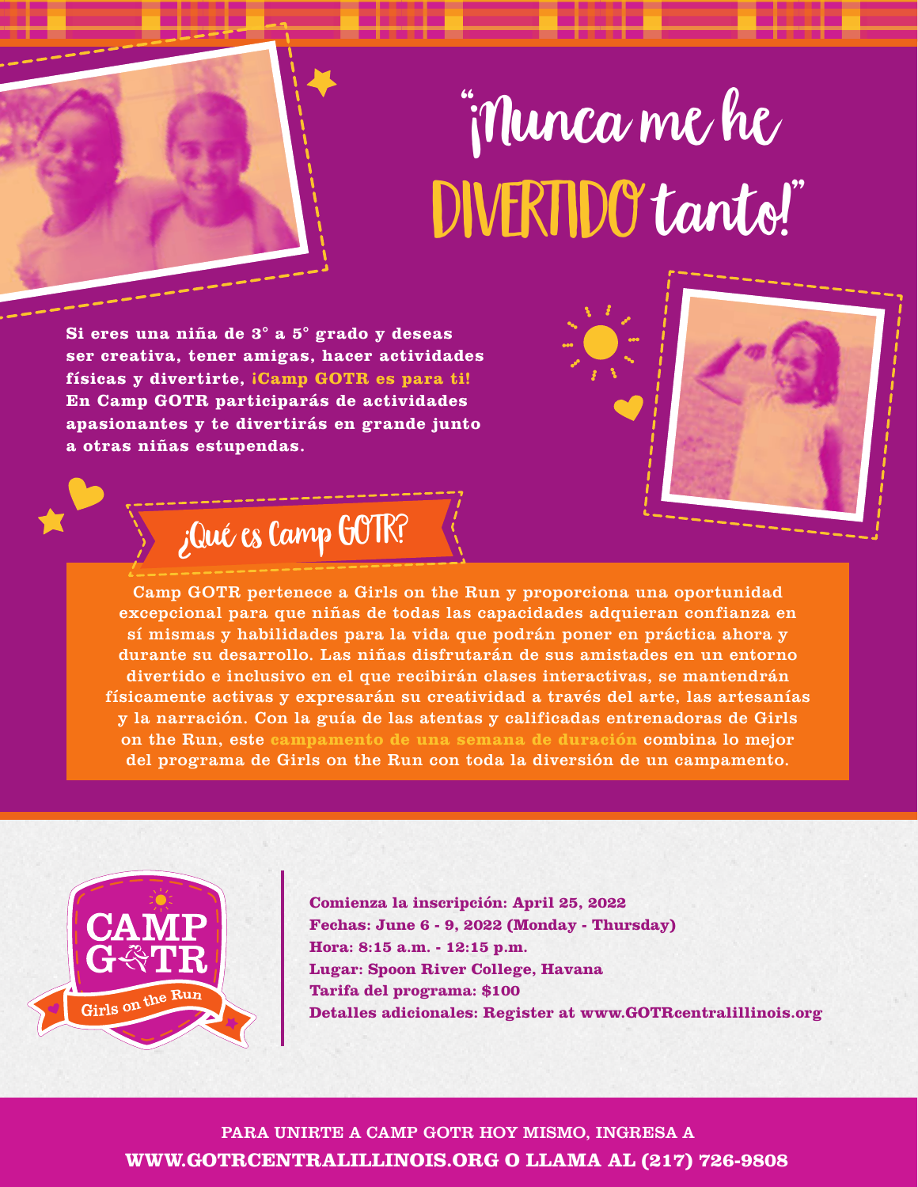# "¡Nunca me he DIVERTIDO tanto!"

**Si eres una niña de 3° a 5° grado y deseas ser creativa, tener amigas, hacer actividades físicas y divertirte, ¡Camp GOTR es para ti! En Camp GOTR participarás de actividades apasionantes y te divertirás en grande junto a otras niñas estupendas.**

## ¿Qué es Camp GOTR?

Camp GOTR pertenece a Girls on the Run y proporciona una oportunidad excepcional para que niñas de todas las capacidades adquieran confianza en sí mismas y habilidades para la vida que podrán poner en práctica ahora y durante su desarrollo. Las niñas disfrutarán de sus amistades en un entorno divertido e inclusivo en el que recibirán clases interactivas, se mantendrán físicamente activas y expresarán su creatividad a través del arte, las artesanías y la narración. Con la guía de las atentas y calificadas entrenadoras de Girls on the Run, este **campamento de una semana de duración** combina lo mejor del programa de Girls on the Run con toda la diversión de un campamento.

CAMP GOTR
Girls on the Run

**Comienza la inscripción: April 25, 2022**
**Fechas: June 6 - 9, 2022 (Monday - Thursday)**
**Hora: 8:15 a.m. - 12:15 p.m.**
**Lugar: Spoon River College, Havana**
**Tarifa del programa: $100**
**Detalles adicionales: Register at www.GOTRcentralillinois.org**

PARA UNIRTE A CAMP GOTR HOY MISMO, INGRESA A
**WWW.GOTRCENTRALILLINOIS.ORG O LLAMA AL (217) 726-9808**